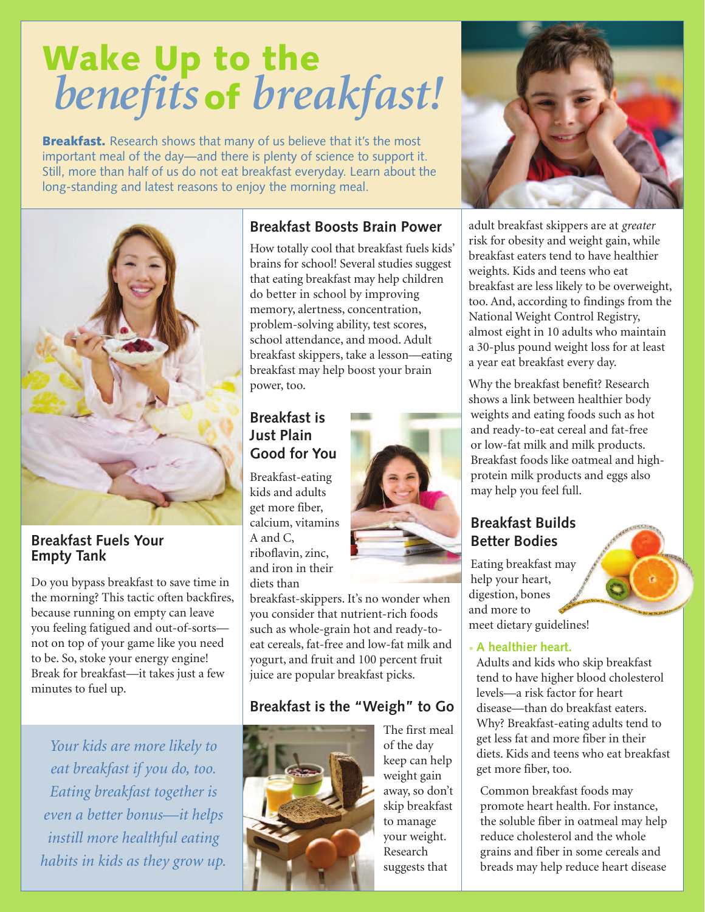# Wake Up to the *benefits* of *breakfast!*

**Breakfast.** Research shows that many of us believe that it's the most important meal of the day—and there is plenty of science to support it. Still, more than half of us do not eat breakfast everyday. Learn about the long-standing and latest reasons to enjoy the morning meal.

## Breakfast Fuels Your Empty Tank

Do you bypass breakfast to save time in the morning? This tactic often backfires, because running on empty can leave you feeling fatigued and out-of-sorts—not on top of your game like you need to be. So, stoke your energy engine! Break for breakfast—it takes just a few minutes to fuel up.

*Your kids are more likely to eat breakfast if you do, too. Eating breakfast together is even a better bonus—it helps instill more healthful eating habits in kids as they grow up.*

## Breakfast Boosts Brain Power

How totally cool that breakfast fuels kids' brains for school! Several studies suggest that eating breakfast may help children do better in school by improving memory, alertness, concentration, problem-solving ability, test scores, school attendance, and mood. Adult breakfast skippers, take a lesson—eating breakfast may help boost your brain power, too.

## Breakfast is Just Plain Good for You

Breakfast-eating kids and adults get more fiber, calcium, vitamins A and C, riboflavin, zinc, and iron in their diets than breakfast-skippers. It's no wonder when you consider that nutrient-rich foods such as whole-grain hot and ready-to-eat cereals, fat-free and low-fat milk and yogurt, and fruit and 100 percent fruit juice are popular breakfast picks.

## Breakfast is the "Weigh" to Go

The first meal of the day keep can help weight gain away, so don't skip breakfast to manage your weight. Research suggests that adult breakfast skippers are at *greater* risk for obesity and weight gain, while breakfast eaters tend to have healthier weights. Kids and teens who eat breakfast are less likely to be overweight, too. And, according to findings from the National Weight Control Registry, almost eight in 10 adults who maintain a 30-plus pound weight loss for at least a year eat breakfast every day.

Why the breakfast benefit? Research shows a link between healthier body weights and eating foods such as hot and ready-to-eat cereal and fat-free or low-fat milk and milk products. Breakfast foods like oatmeal and high-protein milk products and eggs also may help you feel full.

## Breakfast Builds Better Bodies

Eating breakfast may help your heart, digestion, bones and more to meet dietary guidelines!

- **A healthier heart.**

  Adults and kids who skip breakfast tend to have higher blood cholesterol levels—a risk factor for heart disease—than do breakfast eaters. Why? Breakfast-eating adults tend to get less fat and more fiber in their diets. Kids and teens who eat breakfast get more fiber, too.

  Common breakfast foods may promote heart health. For instance, the soluble fiber in oatmeal may help reduce cholesterol and the whole grains and fiber in some cereals and breads may help reduce heart disease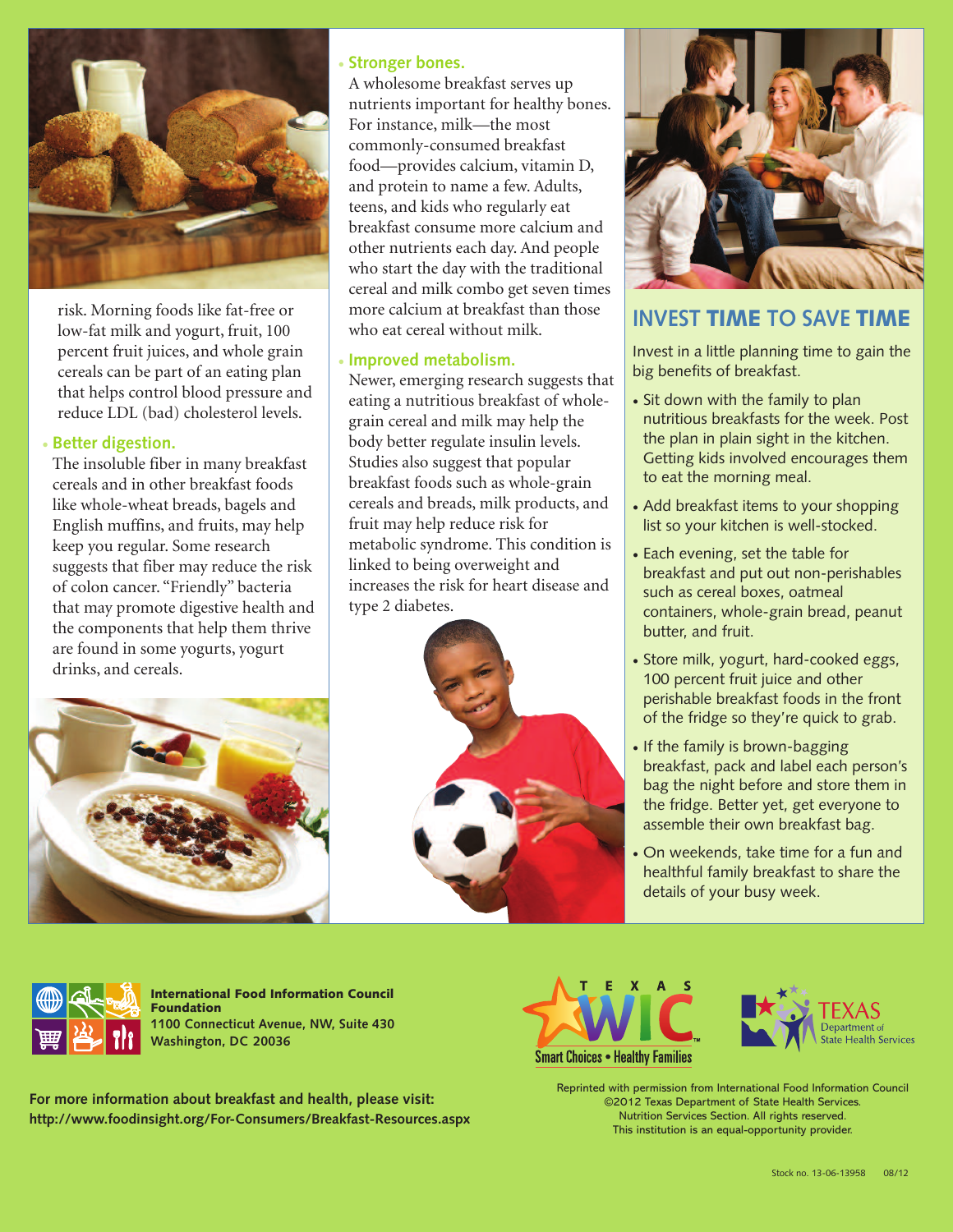risk. Morning foods like fat-free or low-fat milk and yogurt, fruit, 100 percent fruit juices, and whole grain cereals can be part of an eating plan that helps control blood pressure and reduce LDL (bad) cholesterol levels.

- **Better digestion.**
The insoluble fiber in many breakfast cereals and in other breakfast foods like whole-wheat breads, bagels and English muffins, and fruits, may help keep you regular. Some research suggests that fiber may reduce the risk of colon cancer. "Friendly" bacteria that may promote digestive health and the components that help them thrive are found in some yogurts, yogurt drinks, and cereals.

- **Stronger bones.**
A wholesome breakfast serves up nutrients important for healthy bones. For instance, milk—the most commonly-consumed breakfast food—provides calcium, vitamin D, and protein to name a few. Adults, teens, and kids who regularly eat breakfast consume more calcium and other nutrients each day. And people who start the day with the traditional cereal and milk combo get seven times more calcium at breakfast than those who eat cereal without milk.

- **Improved metabolism.**
Newer, emerging research suggests that eating a nutritious breakfast of whole-grain cereal and milk may help the body better regulate insulin levels. Studies also suggest that popular breakfast foods such as whole-grain cereals and breads, milk products, and fruit may help reduce risk for metabolic syndrome. This condition is linked to being overweight and increases the risk for heart disease and type 2 diabetes.

## INVEST TIME TO SAVE TIME

Invest in a little planning time to gain the big benefits of breakfast.

- Sit down with the family to plan nutritious breakfasts for the week. Post the plan in plain sight in the kitchen. Getting kids involved encourages them to eat the morning meal.
- Add breakfast items to your shopping list so your kitchen is well-stocked.
- Each evening, set the table for breakfast and put out non-perishables such as cereal boxes, oatmeal containers, whole-grain bread, peanut butter, and fruit.
- Store milk, yogurt, hard-cooked eggs, 100 percent fruit juice and other perishable breakfast foods in the front of the fridge so they're quick to grab.
- If the family is brown-bagging breakfast, pack and label each person's bag the night before and store them in the fridge. Better yet, get everyone to assemble their own breakfast bag.
- On weekends, take time for a fun and healthful family breakfast to share the details of your busy week.

**International Food Information Council Foundation**
**1100 Connecticut Avenue, NW, Suite 430**
**Washington, DC 20036**

TEXAS WIC
Smart Choices • Healthy Families

TEXAS Department of State Health Services

**For more information about breakfast and health, please visit:**
**http://www.foodinsight.org/For-Consumers/Breakfast-Resources.aspx**

Reprinted with permission from International Food Information Council
©2012 Texas Department of State Health Services.
Nutrition Services Section. All rights reserved.
This institution is an equal-opportunity provider.

Stock no. 13-06-13958 08/12